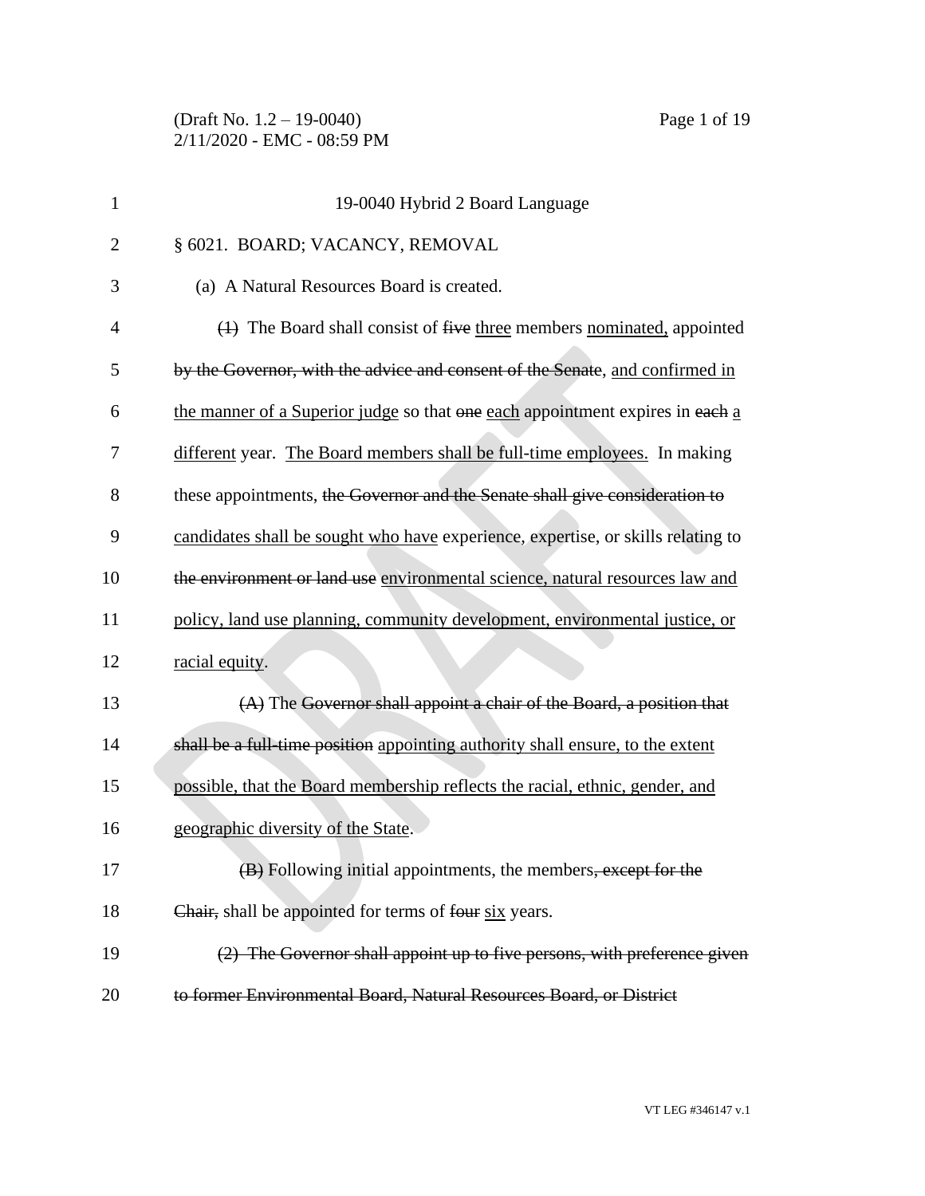19-0040 Hybrid 2 Board Language

§ 6021. BOARD; VACANCY, REMOVAL

(a) A Natural Resources Board is created.

~~(1)~~ The Board shall consist of ~~five~~ three members nominated, appointed by the Governor, ~~with the advice and consent of the Senate~~, and confirmed in the manner of a Superior judge so that ~~one~~ each appointment expires in ~~each~~ a different year. The Board members shall be full-time employees. In making these appointments, ~~the Governor and the Senate shall give consideration to~~ candidates shall be sought who have experience, expertise, or skills relating to ~~the environment or land use~~ environmental science, natural resources law and policy, land use planning, community development, environmental justice, or racial equity.

~~(A)~~ The ~~Governor shall appoint a chair of the Board, a position that shall be a full-time position~~ appointing authority shall ensure, to the extent possible, that the Board membership reflects the racial, ethnic, gender, and geographic diversity of the State.

~~(B)~~ Following initial appointments, the members~~, except for the Chair,~~ shall be appointed for terms of ~~four~~ six years.

~~(2) The Governor shall appoint up to five persons, with preference given to former Environmental Board, Natural Resources Board, or District~~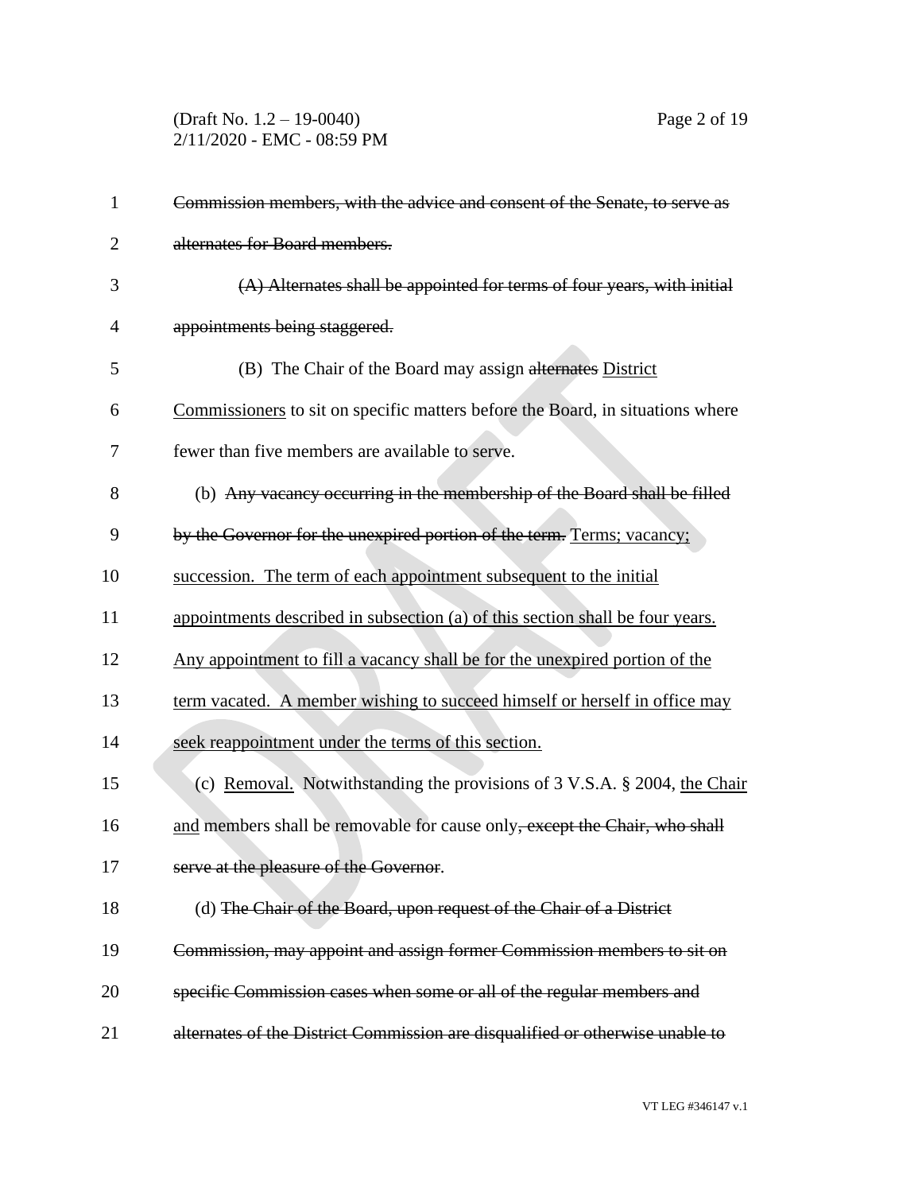~~Commission members, with the advice and consent of the Senate, to serve as alternates for Board members.~~

~~(A) Alternates shall be appointed for terms of four years, with initial appointments being staggered.~~

(B) The Chair of the Board may assign ~~alternates~~ <u>District Commissioners</u> to sit on specific matters before the Board, in situations where fewer than five members are available to serve.

(b) ~~Any vacancy occurring in the membership of the Board shall be filled by the Governor for the unexpired portion of the term.~~ <u>Terms; vacancy; succession. The term of each appointment subsequent to the initial appointments described in subsection (a) of this section shall be four years. Any appointment to fill a vacancy shall be for the unexpired portion of the term vacated. A member wishing to succeed himself or herself in office may seek reappointment under the terms of this section.</u>

(c) <u>Removal.</u> Notwithstanding the provisions of 3 V.S.A. § 2004, <u>the Chair and</u> members shall be removable for cause only~~, except the Chair, who shall serve at the pleasure of the Governor~~.

(d) ~~The Chair of the Board, upon request of the Chair of a District Commission, may appoint and assign former Commission members to sit on specific Commission cases when some or all of the regular members and alternates of the District Commission are disqualified or otherwise unable to~~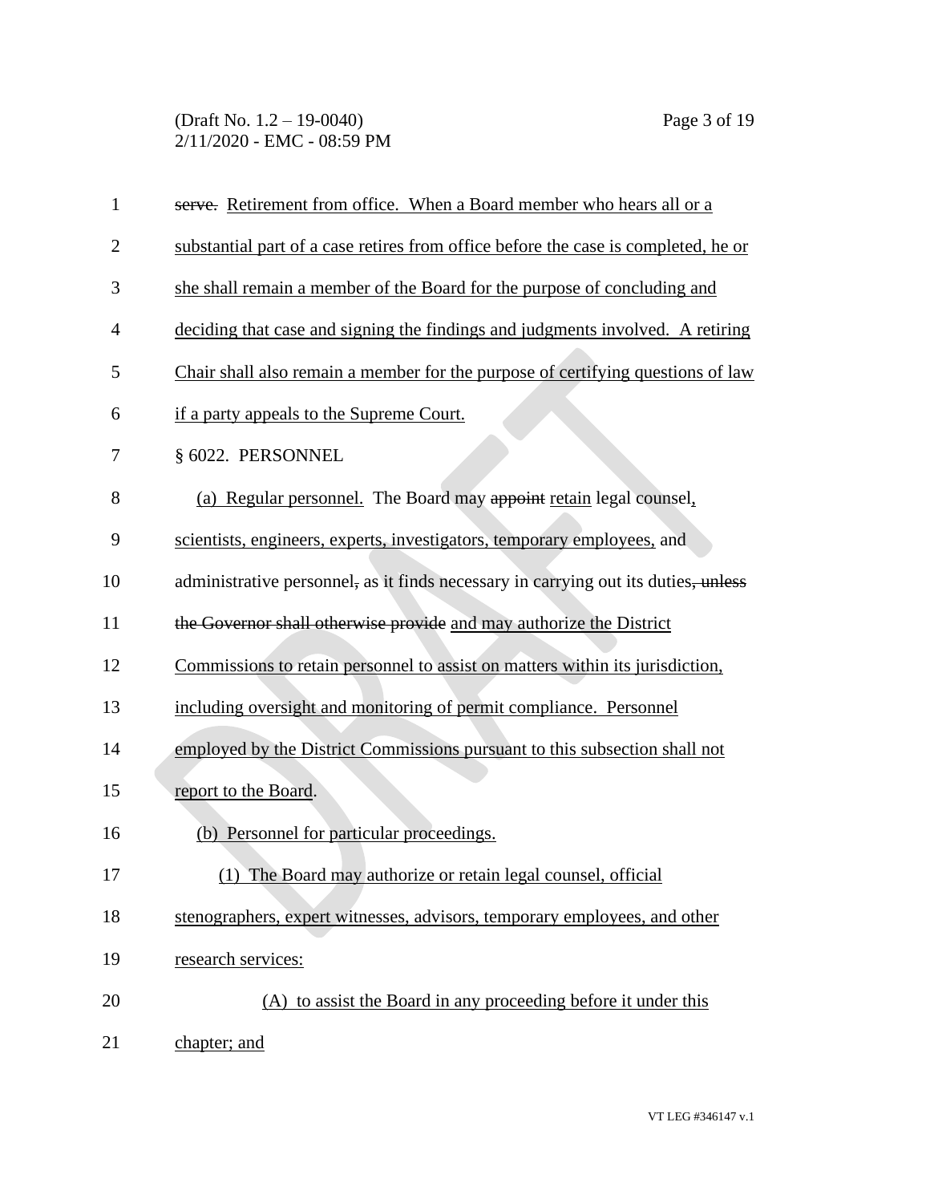~~serve.~~ Retirement from office. When a Board member who hears all or a substantial part of a case retires from office before the case is completed, he or she shall remain a member of the Board for the purpose of concluding and deciding that case and signing the findings and judgments involved. A retiring Chair shall also remain a member for the purpose of certifying questions of law if a party appeals to the Supreme Court.

§ 6022. PERSONNEL

(a) Regular personnel. The Board may ~~appoint~~ retain legal counsel, scientists, engineers, experts, investigators, temporary employees, and administrative personnel~~,~~ as it finds necessary in carrying out its duties~~, unless the Governor shall otherwise provide~~ and may authorize the District Commissions to retain personnel to assist on matters within its jurisdiction, including oversight and monitoring of permit compliance. Personnel employed by the District Commissions pursuant to this subsection shall not report to the Board.

(b) Personnel for particular proceedings.

(1) The Board may authorize or retain legal counsel, official stenographers, expert witnesses, advisors, temporary employees, and other research services:

(A) to assist the Board in any proceeding before it under this chapter; and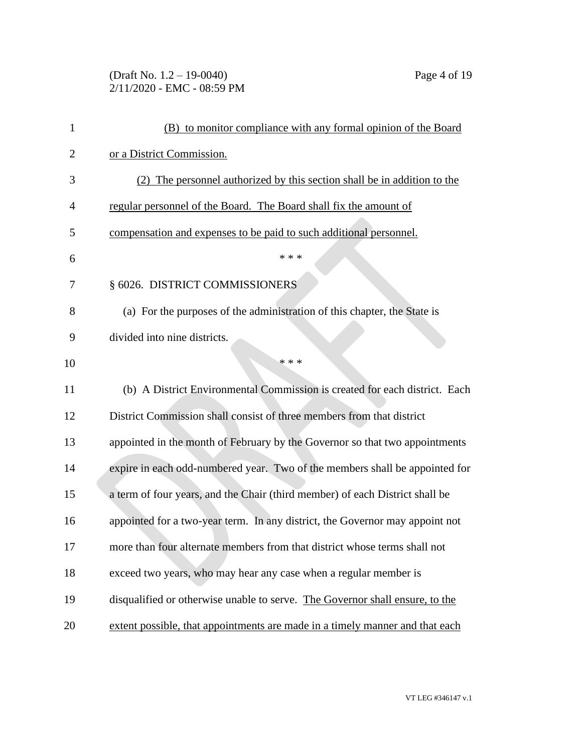(B) to monitor compliance with any formal opinion of the Board or a District Commission.

(2) The personnel authorized by this section shall be in addition to the regular personnel of the Board. The Board shall fix the amount of compensation and expenses to be paid to such additional personnel.

\* \* \*

§ 6026. DISTRICT COMMISSIONERS

(a) For the purposes of the administration of this chapter, the State is divided into nine districts.

\* \* \*

(b) A District Environmental Commission is created for each district. Each District Commission shall consist of three members from that district appointed in the month of February by the Governor so that two appointments expire in each odd-numbered year. Two of the members shall be appointed for a term of four years, and the Chair (third member) of each District shall be appointed for a two-year term. In any district, the Governor may appoint not more than four alternate members from that district whose terms shall not exceed two years, who may hear any case when a regular member is disqualified or otherwise unable to serve. The Governor shall ensure, to the extent possible, that appointments are made in a timely manner and that each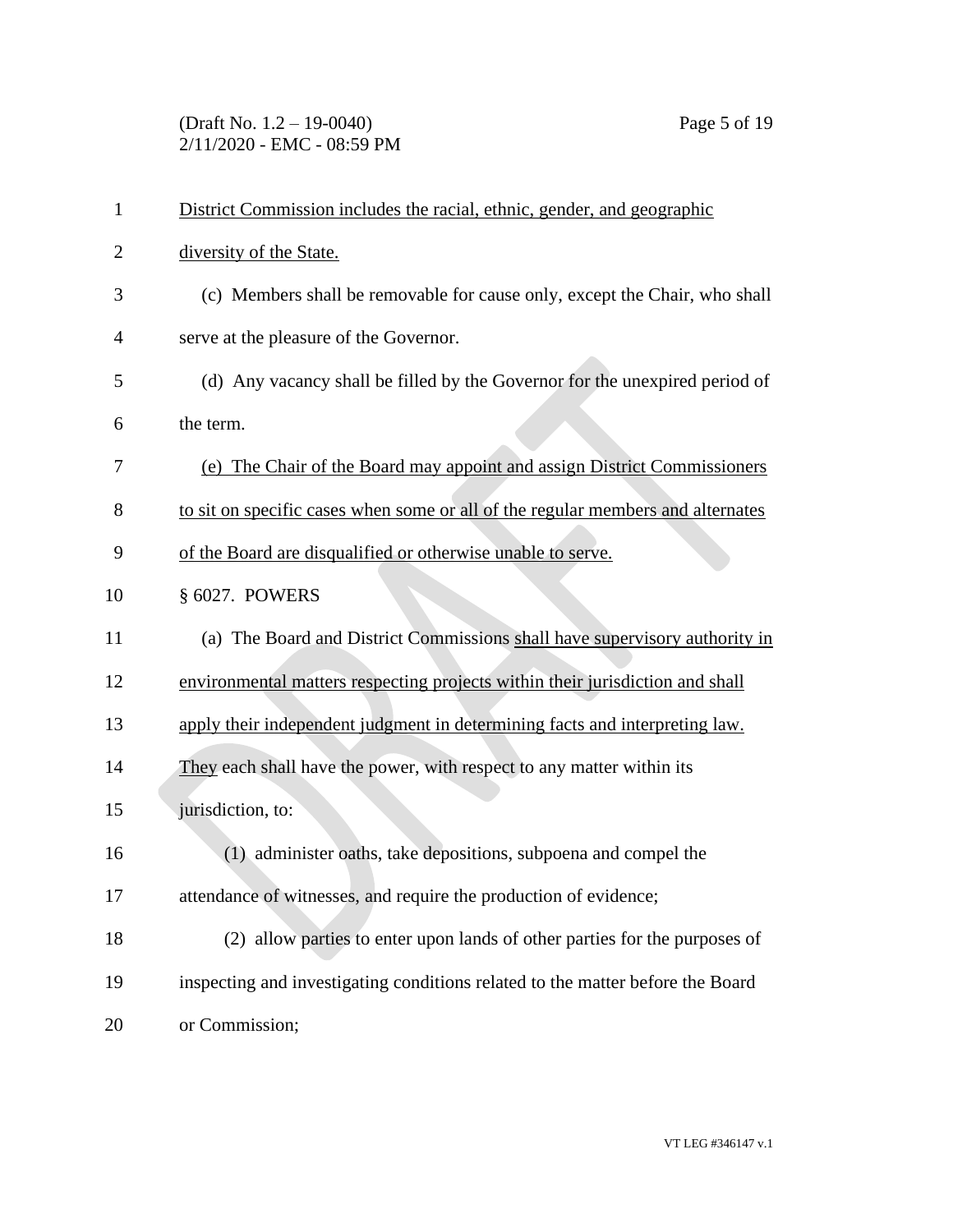District Commission includes the racial, ethnic, gender, and geographic diversity of the State.

(c) Members shall be removable for cause only, except the Chair, who shall serve at the pleasure of the Governor.

(d) Any vacancy shall be filled by the Governor for the unexpired period of the term.

(e) The Chair of the Board may appoint and assign District Commissioners to sit on specific cases when some or all of the regular members and alternates of the Board are disqualified or otherwise unable to serve.

§ 6027. POWERS

(a) The Board and District Commissions shall have supervisory authority in environmental matters respecting projects within their jurisdiction and shall apply their independent judgment in determining facts and interpreting law. They each shall have the power, with respect to any matter within its jurisdiction, to:

(1) administer oaths, take depositions, subpoena and compel the attendance of witnesses, and require the production of evidence;

(2) allow parties to enter upon lands of other parties for the purposes of inspecting and investigating conditions related to the matter before the Board or Commission;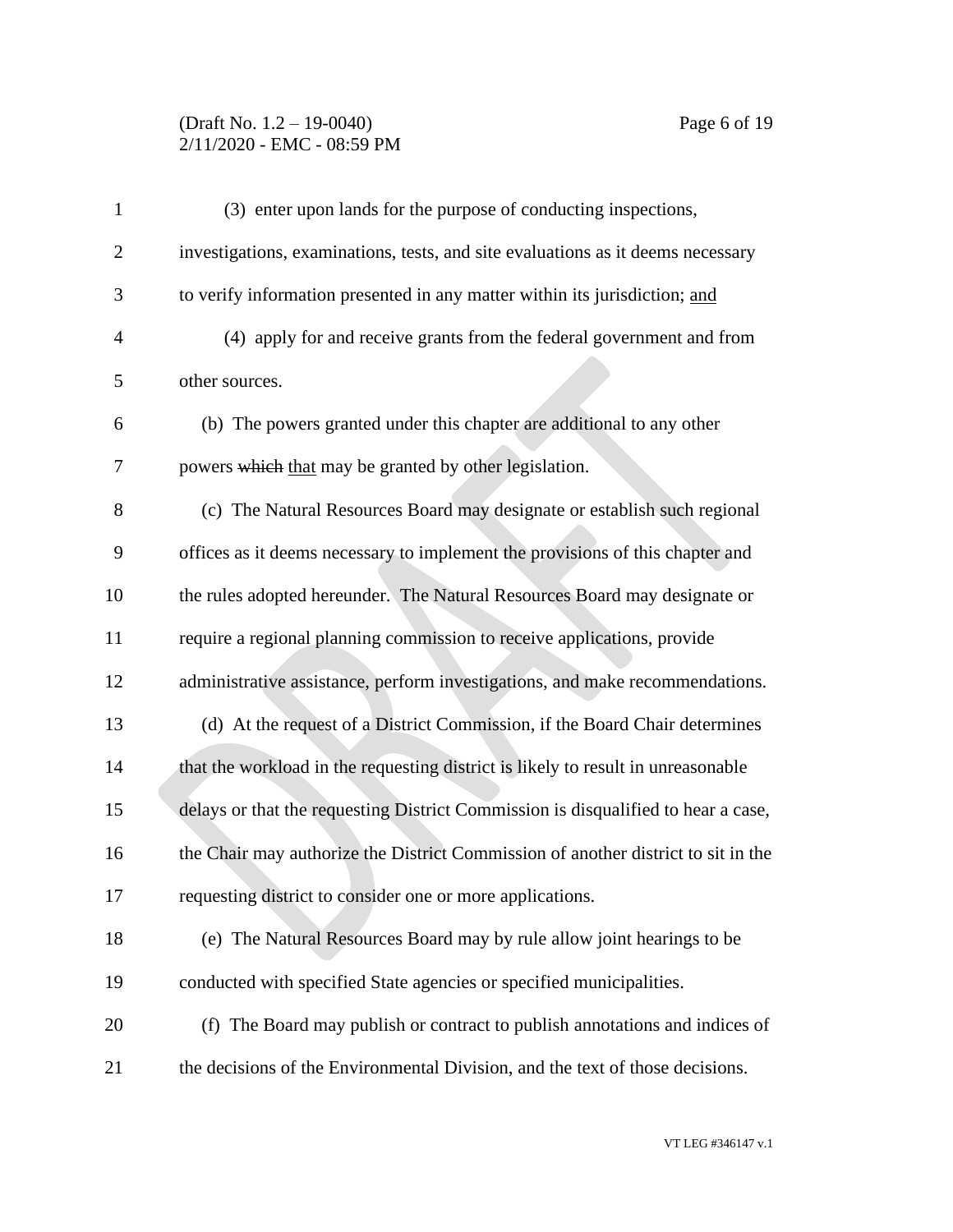(3) enter upon lands for the purpose of conducting inspections, investigations, examinations, tests, and site evaluations as it deems necessary to verify information presented in any matter within its jurisdiction; and

(4) apply for and receive grants from the federal government and from other sources.

(b) The powers granted under this chapter are additional to any other powers ~~which~~ that may be granted by other legislation.

(c) The Natural Resources Board may designate or establish such regional offices as it deems necessary to implement the provisions of this chapter and the rules adopted hereunder. The Natural Resources Board may designate or require a regional planning commission to receive applications, provide administrative assistance, perform investigations, and make recommendations.

(d) At the request of a District Commission, if the Board Chair determines that the workload in the requesting district is likely to result in unreasonable delays or that the requesting District Commission is disqualified to hear a case, the Chair may authorize the District Commission of another district to sit in the requesting district to consider one or more applications.

(e) The Natural Resources Board may by rule allow joint hearings to be conducted with specified State agencies or specified municipalities.

(f) The Board may publish or contract to publish annotations and indices of the decisions of the Environmental Division, and the text of those decisions.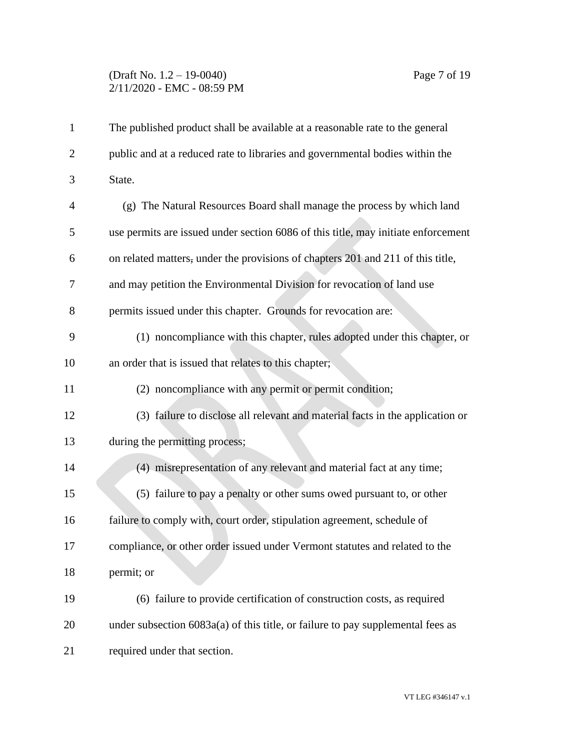The published product shall be available at a reasonable rate to the general public and at a reduced rate to libraries and governmental bodies within the State.

(g) The Natural Resources Board shall manage the process by which land use permits are issued under section 6086 of this title, may initiate enforcement on related matters, under the provisions of chapters 201 and 211 of this title, and may petition the Environmental Division for revocation of land use permits issued under this chapter. Grounds for revocation are:

(1) noncompliance with this chapter, rules adopted under this chapter, or an order that is issued that relates to this chapter;

(2) noncompliance with any permit or permit condition;

(3) failure to disclose all relevant and material facts in the application or during the permitting process;

(4) misrepresentation of any relevant and material fact at any time;

(5) failure to pay a penalty or other sums owed pursuant to, or other failure to comply with, court order, stipulation agreement, schedule of compliance, or other order issued under Vermont statutes and related to the permit; or

(6) failure to provide certification of construction costs, as required under subsection 6083a(a) of this title, or failure to pay supplemental fees as required under that section.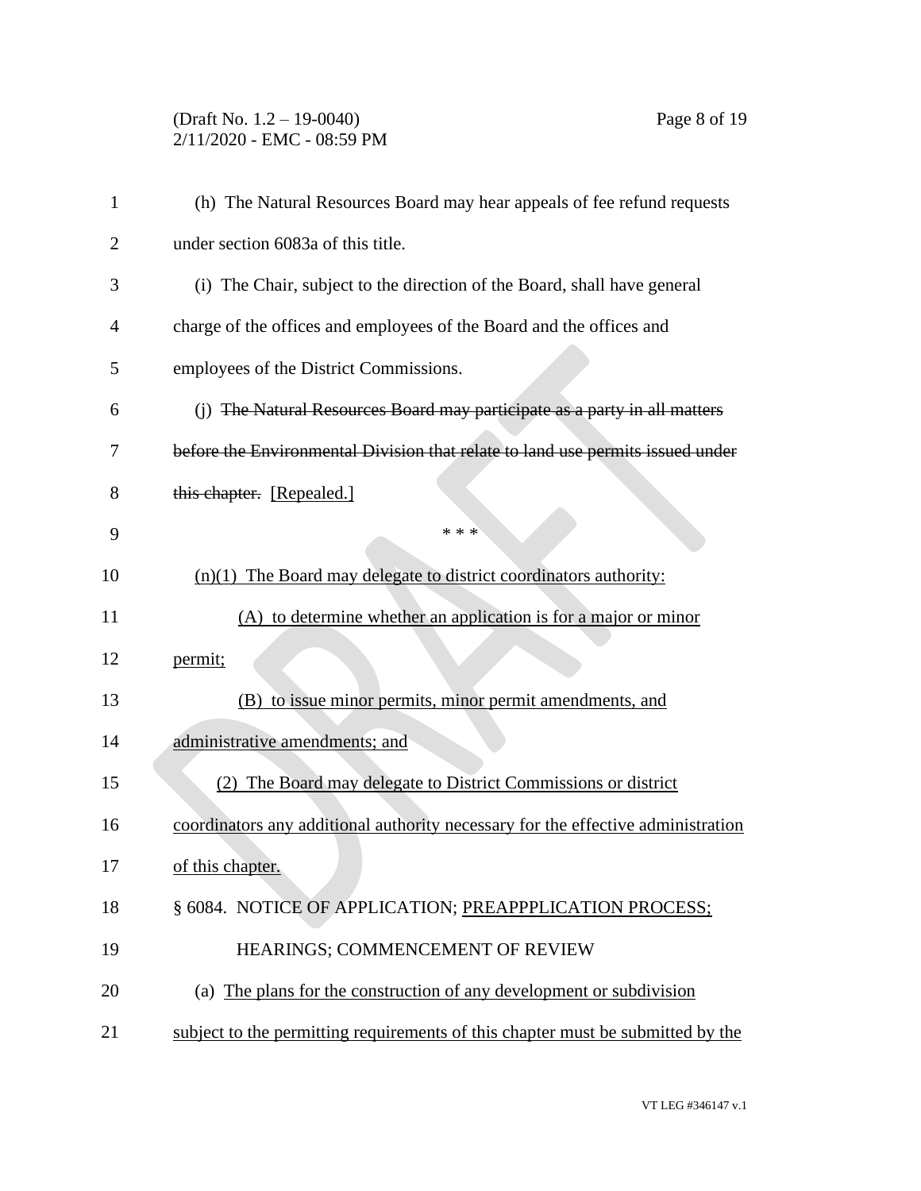(h) The Natural Resources Board may hear appeals of fee refund requests under section 6083a of this title.

(i) The Chair, subject to the direction of the Board, shall have general charge of the offices and employees of the Board and the offices and employees of the District Commissions.

(j) ~~The Natural Resources Board may participate as a party in all matters before the Environmental Division that relate to land use permits issued under this chapter.~~ [Repealed.]

\* \* \*

(n)(1) The Board may delegate to district coordinators authority:

(A) to determine whether an application is for a major or minor permit;

(B) to issue minor permits, minor permit amendments, and administrative amendments; and

(2) The Board may delegate to District Commissions or district coordinators any additional authority necessary for the effective administration of this chapter.

§ 6084. NOTICE OF APPLICATION; PREAPPPLICATION PROCESS; HEARINGS; COMMENCEMENT OF REVIEW

(a) The plans for the construction of any development or subdivision subject to the permitting requirements of this chapter must be submitted by the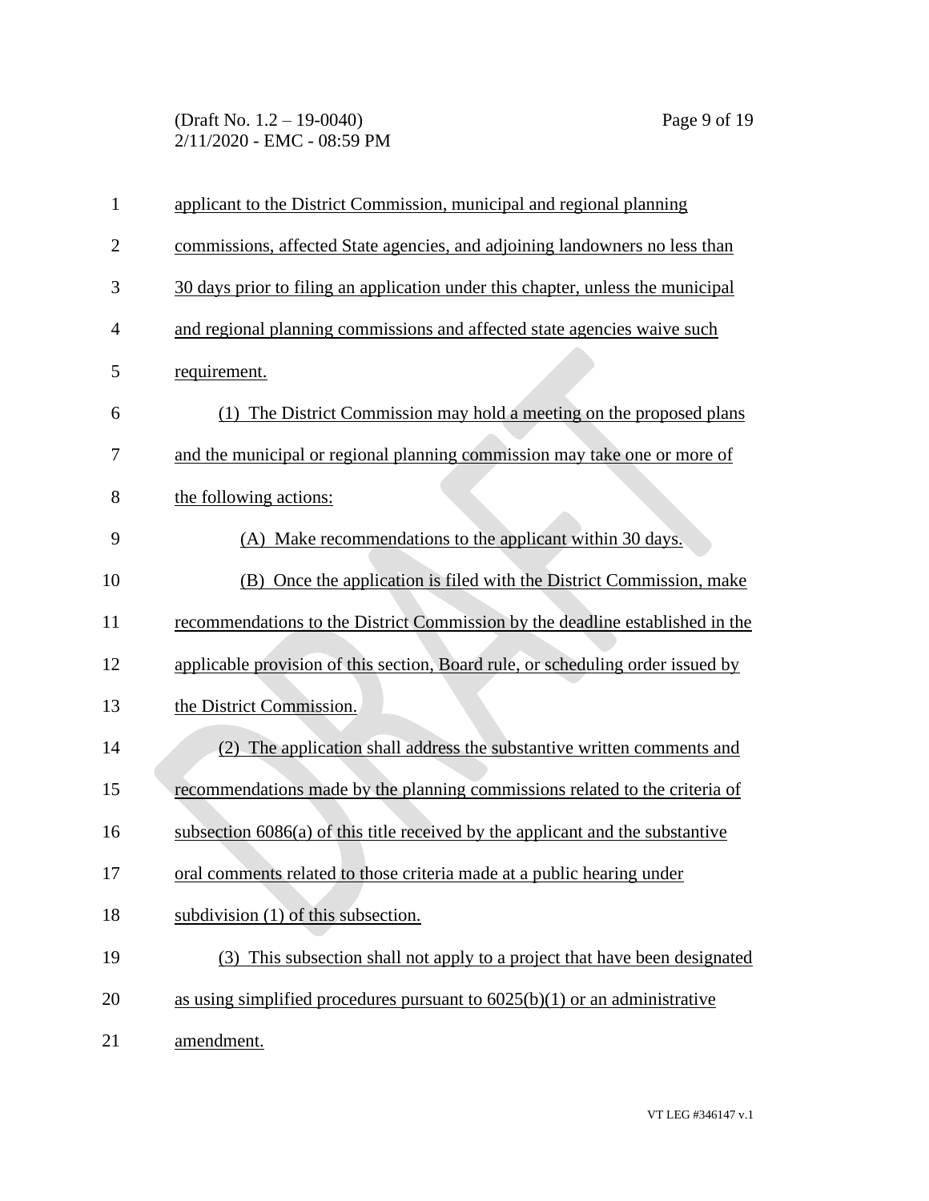applicant to the District Commission, municipal and regional planning commissions, affected State agencies, and adjoining landowners no less than 30 days prior to filing an application under this chapter, unless the municipal and regional planning commissions and affected state agencies waive such requirement.

(1) The District Commission may hold a meeting on the proposed plans and the municipal or regional planning commission may take one or more of the following actions:

(A) Make recommendations to the applicant within 30 days.

(B) Once the application is filed with the District Commission, make recommendations to the District Commission by the deadline established in the applicable provision of this section, Board rule, or scheduling order issued by the District Commission.

(2) The application shall address the substantive written comments and recommendations made by the planning commissions related to the criteria of subsection 6086(a) of this title received by the applicant and the substantive oral comments related to those criteria made at a public hearing under subdivision (1) of this subsection.

(3) This subsection shall not apply to a project that have been designated as using simplified procedures pursuant to 6025(b)(1) or an administrative amendment.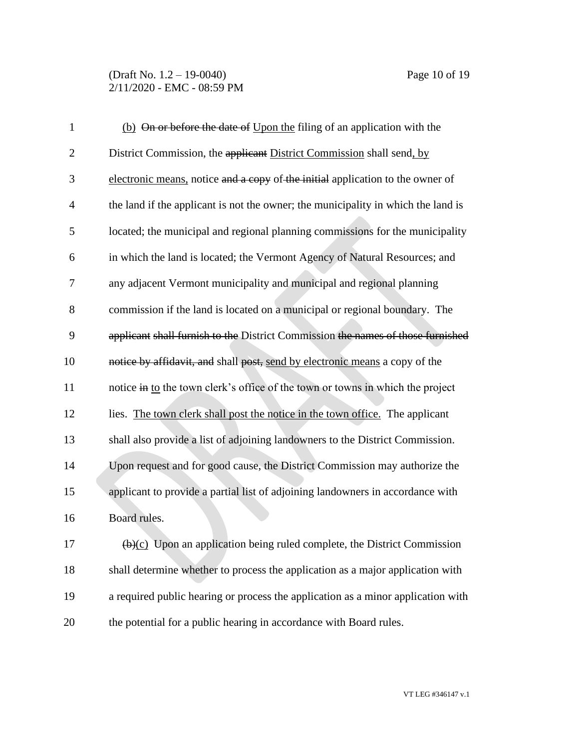(b) ~~On or before the date of~~ Upon the filing of an application with the District Commission, the ~~applicant~~ District Commission shall send, by electronic means, notice ~~and a copy~~ of ~~the initial~~ application to the owner of the land if the applicant is not the owner; the municipality in which the land is located; the municipal and regional planning commissions for the municipality in which the land is located; the Vermont Agency of Natural Resources; and any adjacent Vermont municipality and municipal and regional planning commission if the land is located on a municipal or regional boundary. The ~~applicant shall furnish to the~~ District Commission ~~the names of those furnished notice by affidavit, and~~ shall ~~post,~~ send by electronic means a copy of the notice ~~in~~ to the town clerk's office of the town or towns in which the project lies. The town clerk shall post the notice in the town office. The applicant shall also provide a list of adjoining landowners to the District Commission. Upon request and for good cause, the District Commission may authorize the applicant to provide a partial list of adjoining landowners in accordance with Board rules.

~~(b)~~(c) Upon an application being ruled complete, the District Commission shall determine whether to process the application as a major application with a required public hearing or process the application as a minor application with the potential for a public hearing in accordance with Board rules.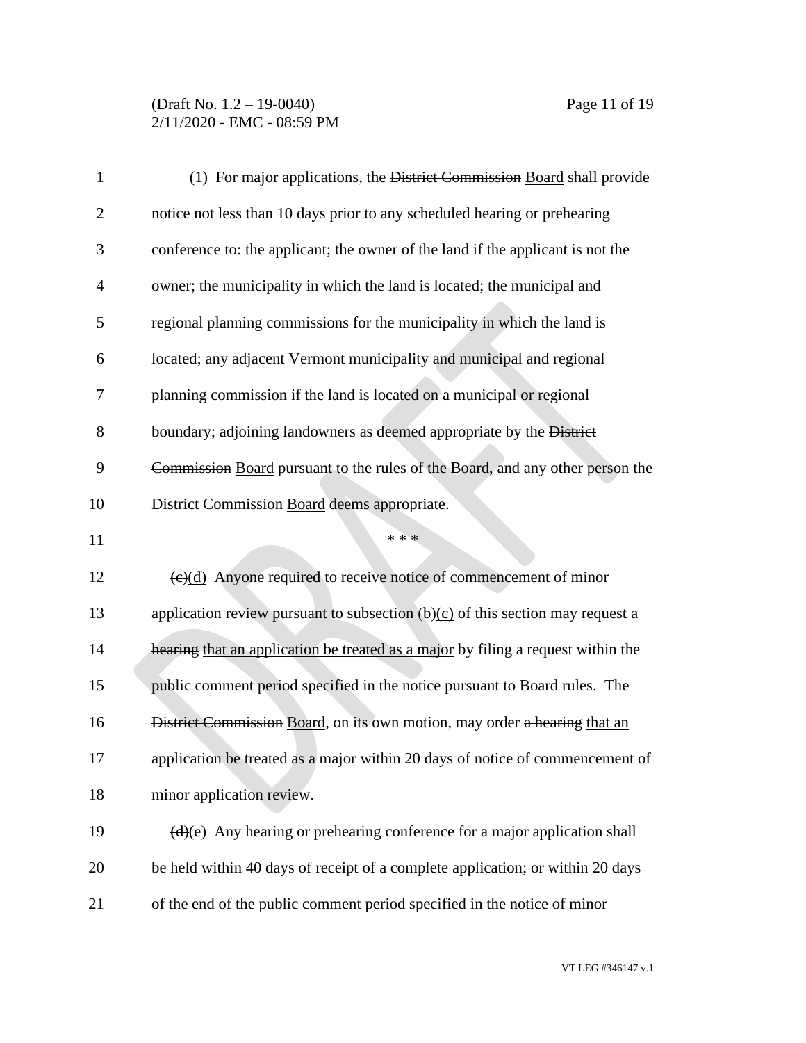(1) For major applications, the ~~District Commission~~ Board shall provide notice not less than 10 days prior to any scheduled hearing or prehearing conference to: the applicant; the owner of the land if the applicant is not the owner; the municipality in which the land is located; the municipal and regional planning commissions for the municipality in which the land is located; any adjacent Vermont municipality and municipal and regional planning commission if the land is located on a municipal or regional boundary; adjoining landowners as deemed appropriate by the ~~District Commission~~ Board pursuant to the rules of the Board, and any other person the ~~District Commission~~ Board deems appropriate.

\* \* \*

~~(c)~~(d) Anyone required to receive notice of commencement of minor application review pursuant to subsection ~~(b)~~(c) of this section may request ~~a hearing~~ that an application be treated as a major by filing a request within the public comment period specified in the notice pursuant to Board rules. The ~~District Commission~~ Board, on its own motion, may order ~~a hearing~~ that an application be treated as a major within 20 days of notice of commencement of minor application review.

~~(d)~~(e) Any hearing or prehearing conference for a major application shall be held within 40 days of receipt of a complete application; or within 20 days of the end of the public comment period specified in the notice of minor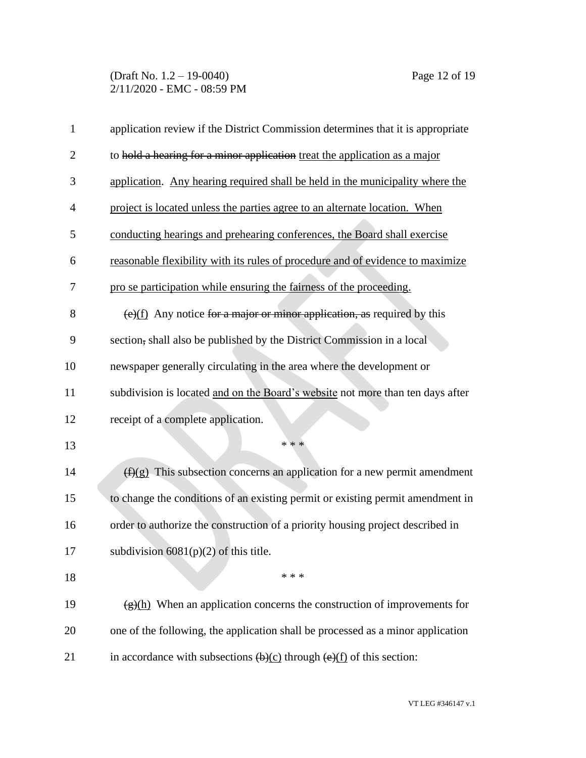application review if the District Commission determines that it is appropriate to ~~hold a hearing for a minor application~~ <u>treat the application as a major application</u>. <u>Any hearing required shall be held in the municipality where the project is located unless the parties agree to an alternate location. When conducting hearings and prehearing conferences, the Board shall exercise reasonable flexibility with its rules of procedure and of evidence to maximize pro se participation while ensuring the fairness of the proceeding.</u>

~~(e)~~<u>(f)</u> Any notice ~~for a major or minor application, as~~ required by this section~~,~~ shall also be published by the District Commission in a local newspaper generally circulating in the area where the development or subdivision is located <u>and on the Board's website</u> not more than ten days after receipt of a complete application.

\* \* \*

~~(f)~~<u>(g)</u> This subsection concerns an application for a new permit amendment to change the conditions of an existing permit or existing permit amendment in order to authorize the construction of a priority housing project described in subdivision 6081(p)(2) of this title.

\* \* \*

~~(g)~~<u>(h)</u> When an application concerns the construction of improvements for one of the following, the application shall be processed as a minor application in accordance with subsections ~~(b)~~<u>(c)</u> through ~~(e)~~<u>(f)</u> of this section: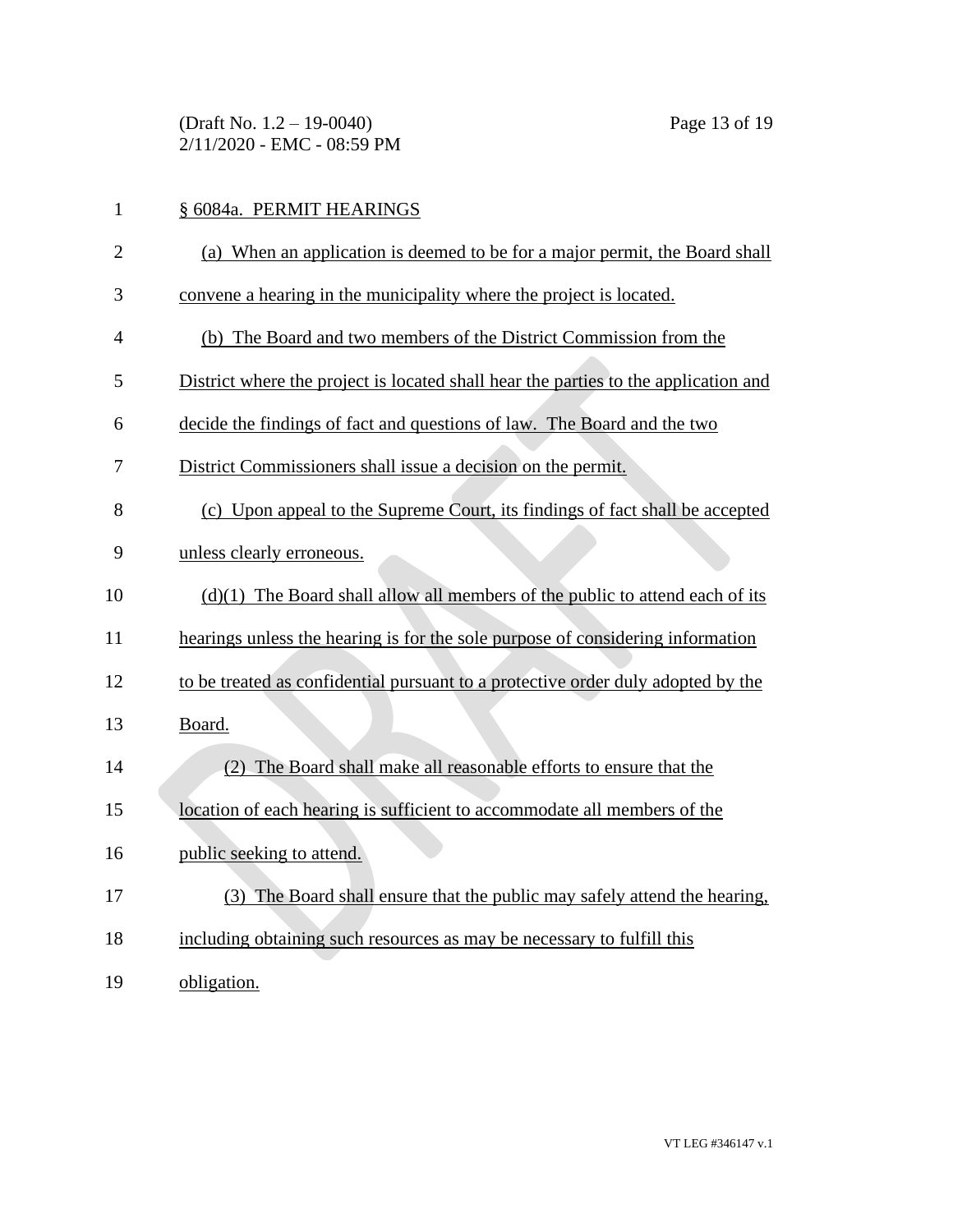§ 6084a. PERMIT HEARINGS

(a) When an application is deemed to be for a major permit, the Board shall convene a hearing in the municipality where the project is located.

(b) The Board and two members of the District Commission from the District where the project is located shall hear the parties to the application and decide the findings of fact and questions of law. The Board and the two District Commissioners shall issue a decision on the permit.

(c) Upon appeal to the Supreme Court, its findings of fact shall be accepted unless clearly erroneous.

(d)(1) The Board shall allow all members of the public to attend each of its hearings unless the hearing is for the sole purpose of considering information to be treated as confidential pursuant to a protective order duly adopted by the Board.

(2) The Board shall make all reasonable efforts to ensure that the location of each hearing is sufficient to accommodate all members of the public seeking to attend.

(3) The Board shall ensure that the public may safely attend the hearing, including obtaining such resources as may be necessary to fulfill this obligation.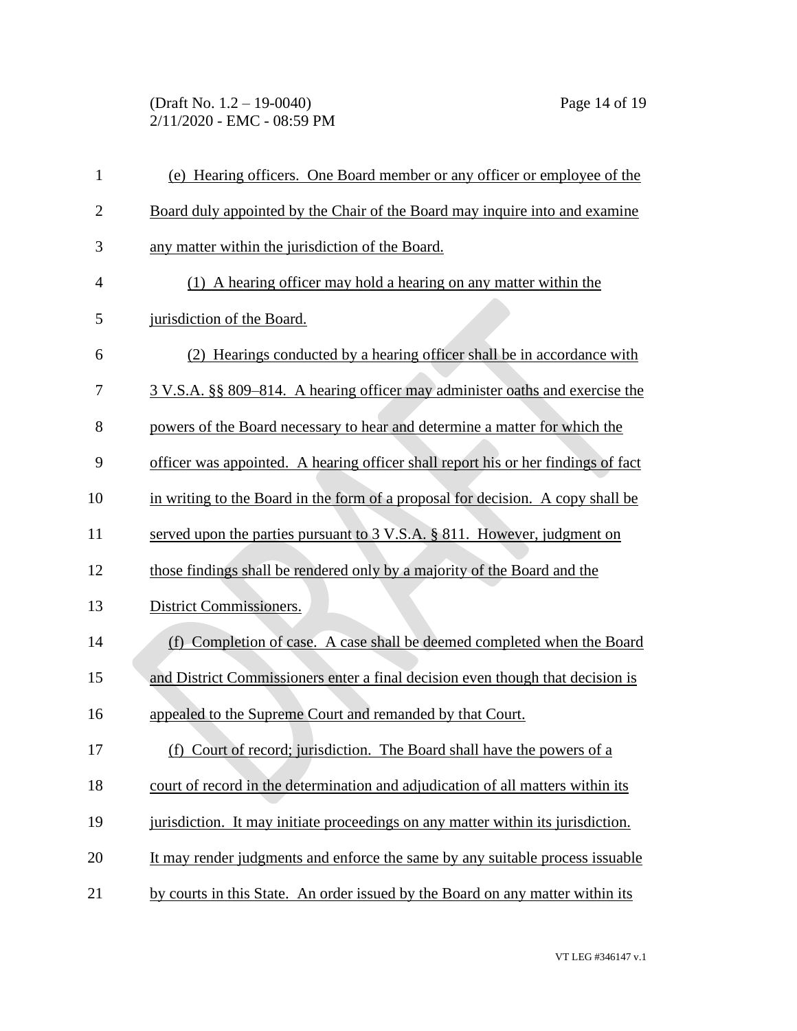(e) Hearing officers. One Board member or any officer or employee of the Board duly appointed by the Chair of the Board may inquire into and examine any matter within the jurisdiction of the Board.

(1) A hearing officer may hold a hearing on any matter within the jurisdiction of the Board.

(2) Hearings conducted by a hearing officer shall be in accordance with 3 V.S.A. §§ 809–814. A hearing officer may administer oaths and exercise the powers of the Board necessary to hear and determine a matter for which the officer was appointed. A hearing officer shall report his or her findings of fact in writing to the Board in the form of a proposal for decision. A copy shall be served upon the parties pursuant to 3 V.S.A. § 811. However, judgment on those findings shall be rendered only by a majority of the Board and the District Commissioners.

(f) Completion of case. A case shall be deemed completed when the Board and District Commissioners enter a final decision even though that decision is appealed to the Supreme Court and remanded by that Court.

(f) Court of record; jurisdiction. The Board shall have the powers of a court of record in the determination and adjudication of all matters within its jurisdiction. It may initiate proceedings on any matter within its jurisdiction. It may render judgments and enforce the same by any suitable process issuable by courts in this State. An order issued by the Board on any matter within its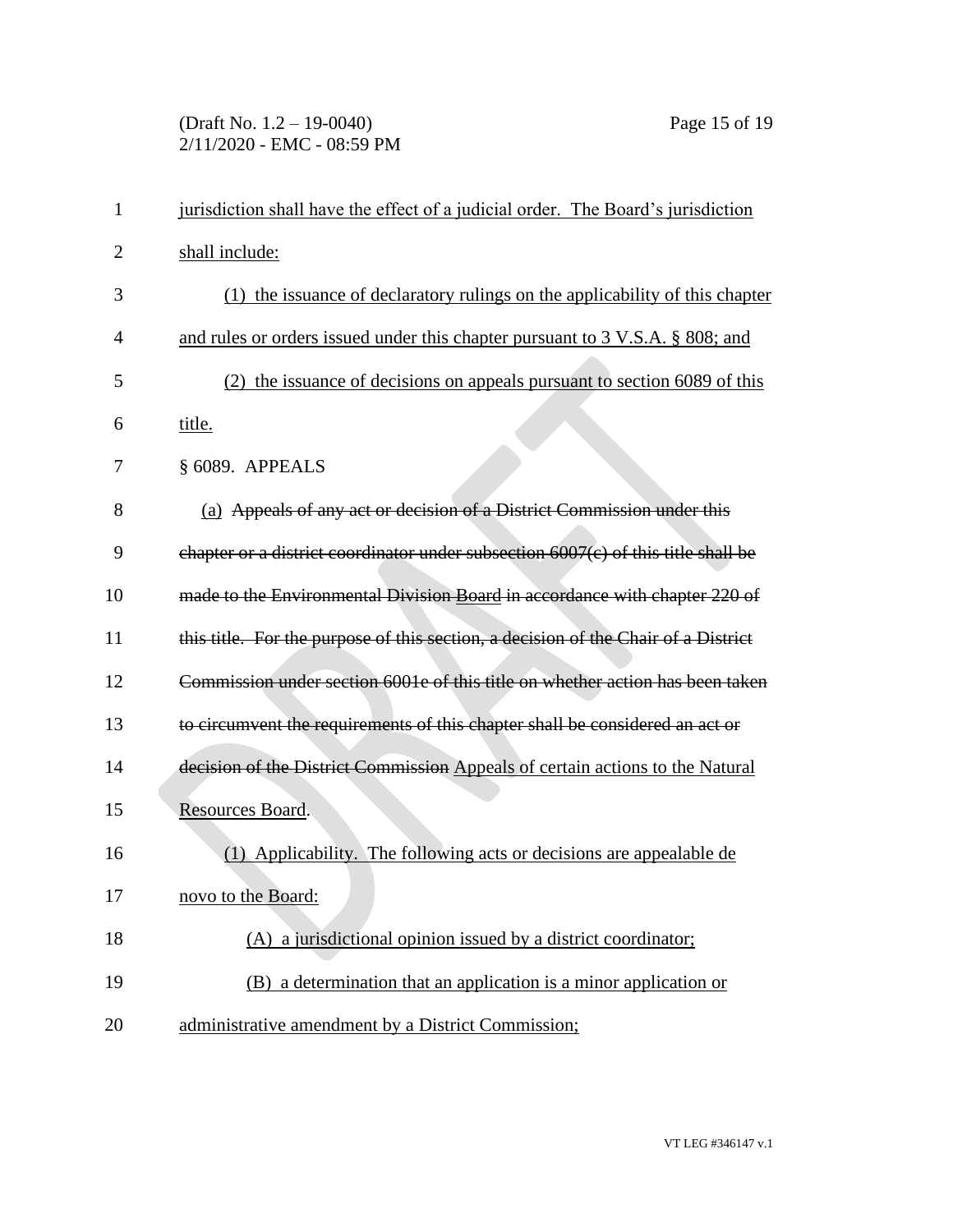jurisdiction shall have the effect of a judicial order. The Board's jurisdiction shall include:

(1) the issuance of declaratory rulings on the applicability of this chapter and rules or orders issued under this chapter pursuant to 3 V.S.A. § 808; and

(2) the issuance of decisions on appeals pursuant to section 6089 of this title.

§ 6089. APPEALS

(a) ~~Appeals of any act or decision of a District Commission under this chapter or a district coordinator under subsection 6007(c) of this title shall be made to the Environmental Division~~ Board ~~in accordance with chapter 220 of this title. For the purpose of this section, a decision of the Chair of a District Commission under section 6001e of this title on whether action has been taken to circumvent the requirements of this chapter shall be considered an act or decision of the District Commission~~ Appeals of certain actions to the Natural Resources Board.

(1) Applicability. The following acts or decisions are appealable de novo to the Board:

(A) a jurisdictional opinion issued by a district coordinator;

(B) a determination that an application is a minor application or administrative amendment by a District Commission;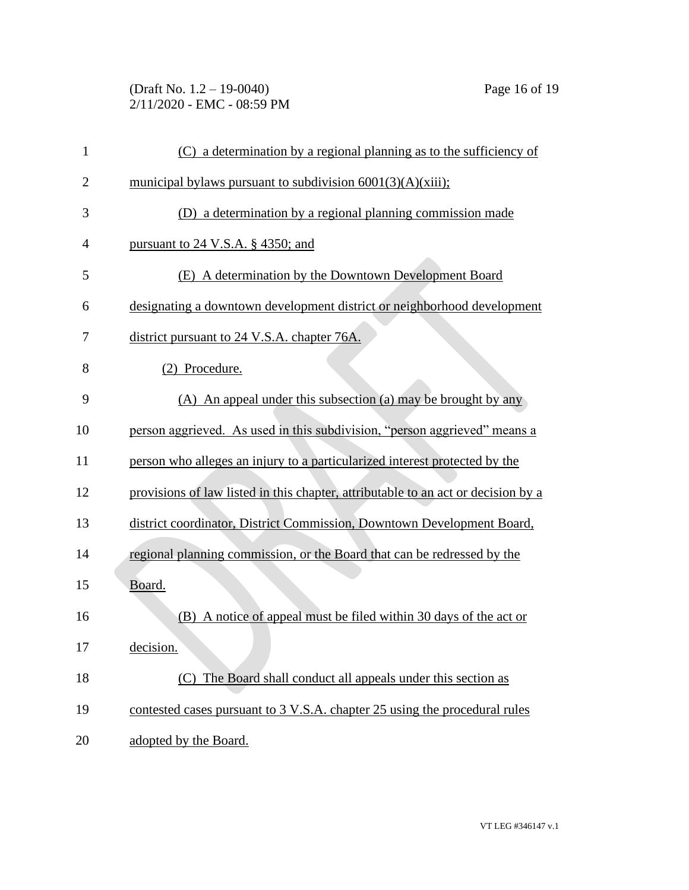(C) a determination by a regional planning as to the sufficiency of municipal bylaws pursuant to subdivision 6001(3)(A)(xiii);

(D) a determination by a regional planning commission made pursuant to 24 V.S.A. § 4350; and

(E) A determination by the Downtown Development Board designating a downtown development district or neighborhood development district pursuant to 24 V.S.A. chapter 76A.

(2) Procedure.

(A) An appeal under this subsection (a) may be brought by any person aggrieved. As used in this subdivision, "person aggrieved" means a person who alleges an injury to a particularized interest protected by the provisions of law listed in this chapter, attributable to an act or decision by a district coordinator, District Commission, Downtown Development Board, regional planning commission, or the Board that can be redressed by the Board.

(B) A notice of appeal must be filed within 30 days of the act or decision.

(C) The Board shall conduct all appeals under this section as contested cases pursuant to 3 V.S.A. chapter 25 using the procedural rules adopted by the Board.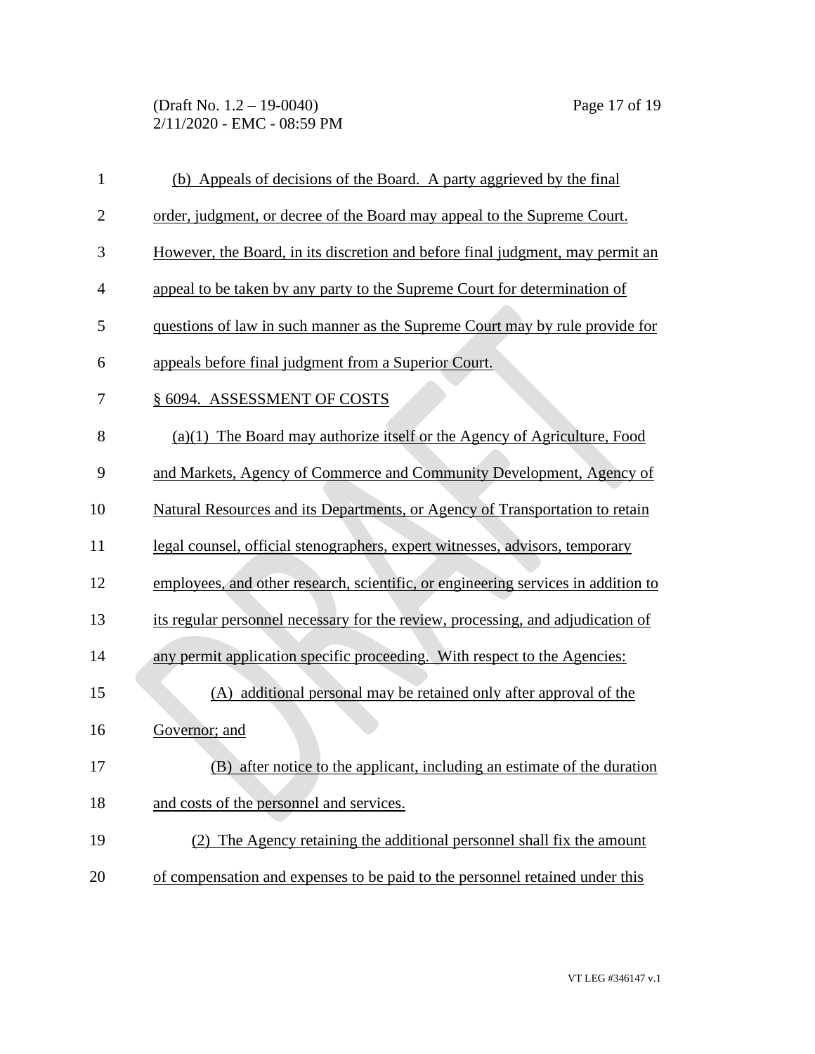(b) Appeals of decisions of the Board. A party aggrieved by the final order, judgment, or decree of the Board may appeal to the Supreme Court. However, the Board, in its discretion and before final judgment, may permit an appeal to be taken by any party to the Supreme Court for determination of questions of law in such manner as the Supreme Court may by rule provide for appeals before final judgment from a Superior Court.

§ 6094. ASSESSMENT OF COSTS

(a)(1) The Board may authorize itself or the Agency of Agriculture, Food and Markets, Agency of Commerce and Community Development, Agency of Natural Resources and its Departments, or Agency of Transportation to retain legal counsel, official stenographers, expert witnesses, advisors, temporary employees, and other research, scientific, or engineering services in addition to its regular personnel necessary for the review, processing, and adjudication of any permit application specific proceeding. With respect to the Agencies:

(A) additional personal may be retained only after approval of the Governor; and

(B) after notice to the applicant, including an estimate of the duration and costs of the personnel and services.

(2) The Agency retaining the additional personnel shall fix the amount of compensation and expenses to be paid to the personnel retained under this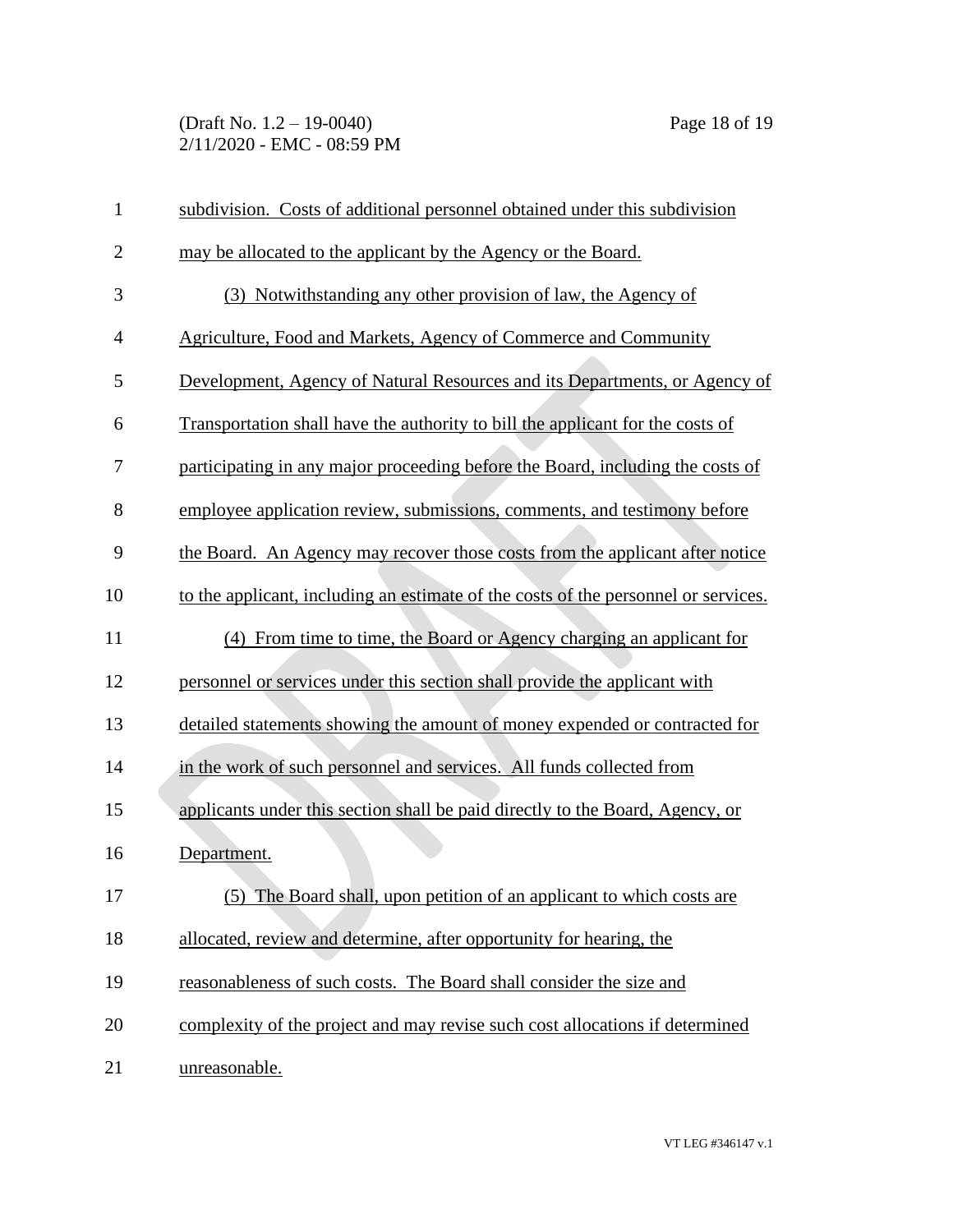subdivision. Costs of additional personnel obtained under this subdivision may be allocated to the applicant by the Agency or the Board.

(3) Notwithstanding any other provision of law, the Agency of Agriculture, Food and Markets, Agency of Commerce and Community Development, Agency of Natural Resources and its Departments, or Agency of Transportation shall have the authority to bill the applicant for the costs of participating in any major proceeding before the Board, including the costs of employee application review, submissions, comments, and testimony before the Board. An Agency may recover those costs from the applicant after notice to the applicant, including an estimate of the costs of the personnel or services.

(4) From time to time, the Board or Agency charging an applicant for personnel or services under this section shall provide the applicant with detailed statements showing the amount of money expended or contracted for in the work of such personnel and services. All funds collected from applicants under this section shall be paid directly to the Board, Agency, or Department.

(5) The Board shall, upon petition of an applicant to which costs are allocated, review and determine, after opportunity for hearing, the reasonableness of such costs. The Board shall consider the size and complexity of the project and may revise such cost allocations if determined unreasonable.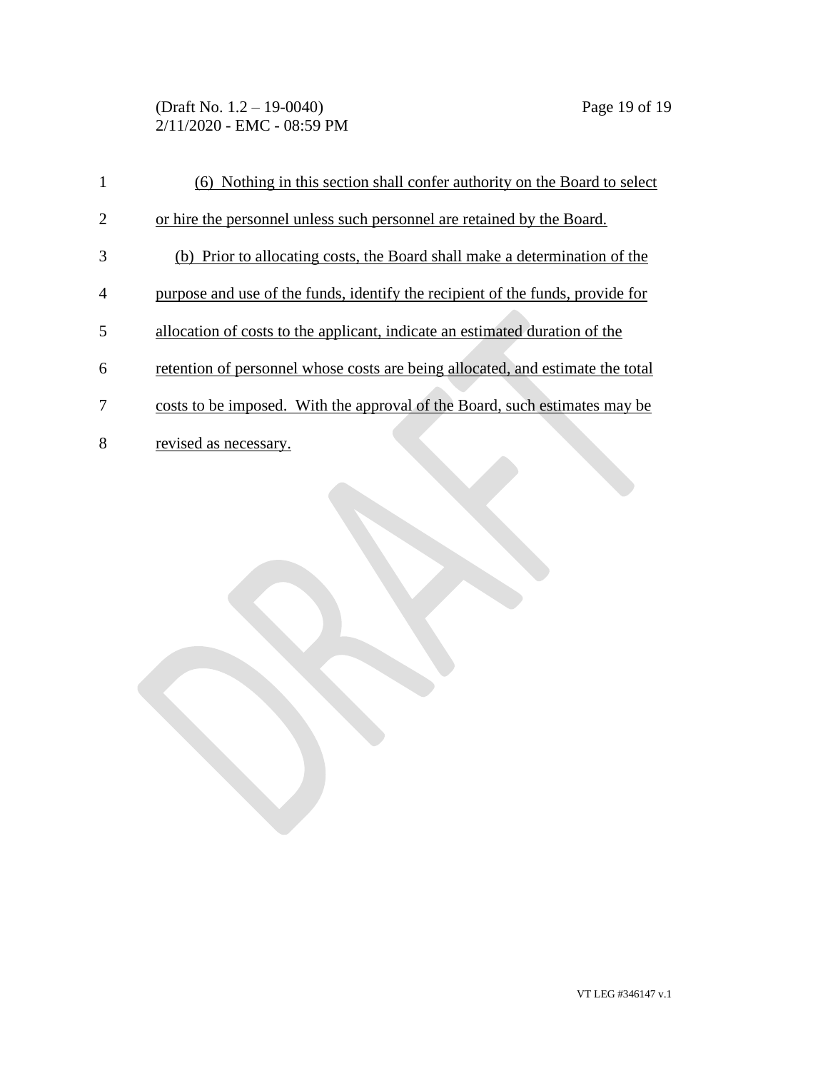(6) Nothing in this section shall confer authority on the Board to select or hire the personnel unless such personnel are retained by the Board.

(b) Prior to allocating costs, the Board shall make a determination of the purpose and use of the funds, identify the recipient of the funds, provide for allocation of costs to the applicant, indicate an estimated duration of the retention of personnel whose costs are being allocated, and estimate the total costs to be imposed. With the approval of the Board, such estimates may be revised as necessary.